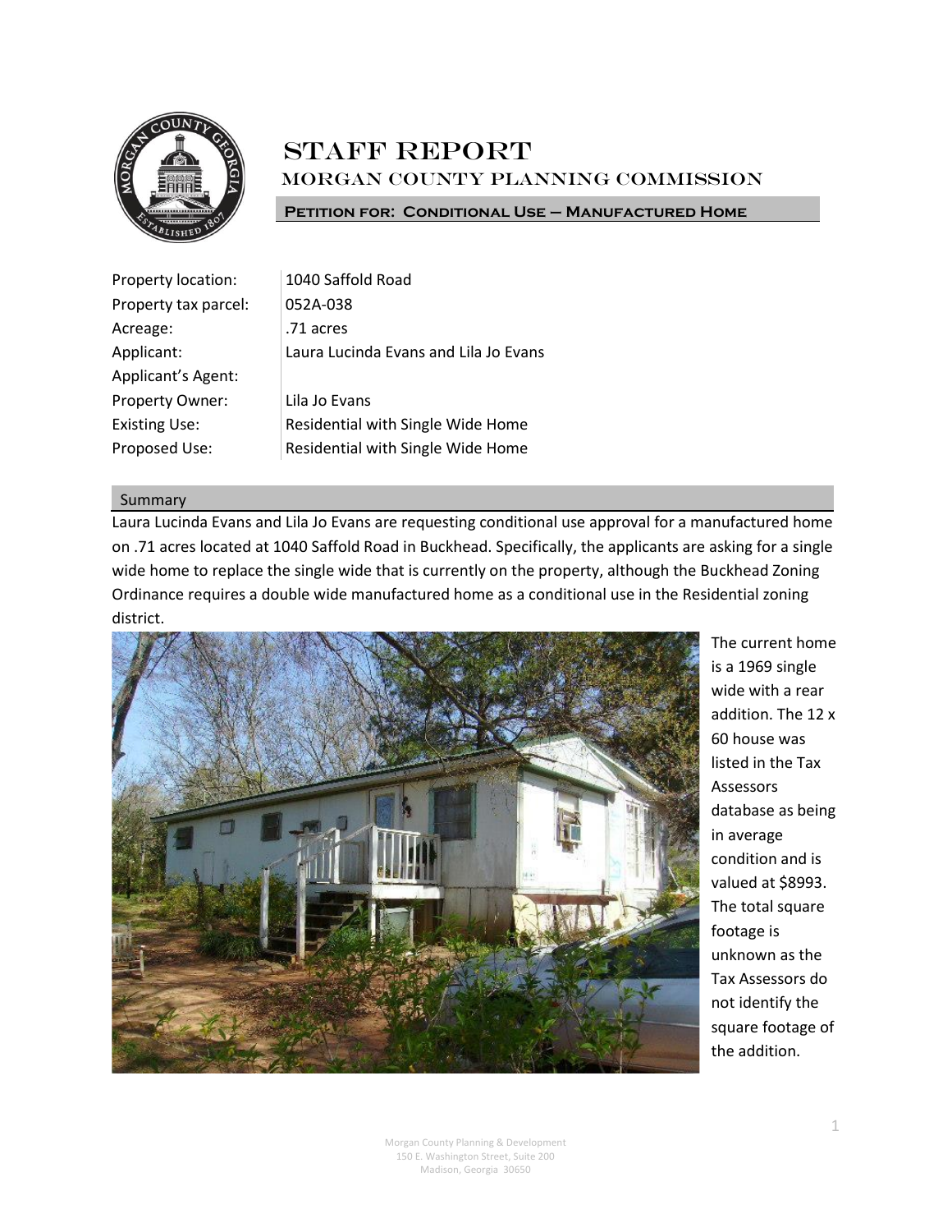# STAFF REPORT

## MORGAN COUNTY PLANNING COMMISSION

### Petition for: Conditional Use – Manufactured Home

| | |
|---|---|
| Property location: | 1040 Saffold Road |
| Property tax parcel: | 052A-038 |
| Acreage: | .71 acres |
| Applicant: | Laura Lucinda Evans and Lila Jo Evans |
| Applicant's Agent: | |
| Property Owner: | Lila Jo Evans |
| Existing Use: | Residential with Single Wide Home |
| Proposed Use: | Residential with Single Wide Home |

### Summary

Laura Lucinda Evans and Lila Jo Evans are requesting conditional use approval for a manufactured home on .71 acres located at 1040 Saffold Road in Buckhead. Specifically, the applicants are asking for a single wide home to replace the single wide that is currently on the property, although the Buckhead Zoning Ordinance requires a double wide manufactured home as a conditional use in the Residential zoning district.

The current home is a 1969 single wide with a rear addition. The 12 x 60 house was listed in the Tax Assessors database as being in average condition and is valued at $8993. The total square footage is unknown as the Tax Assessors do not identify the square footage of the addition.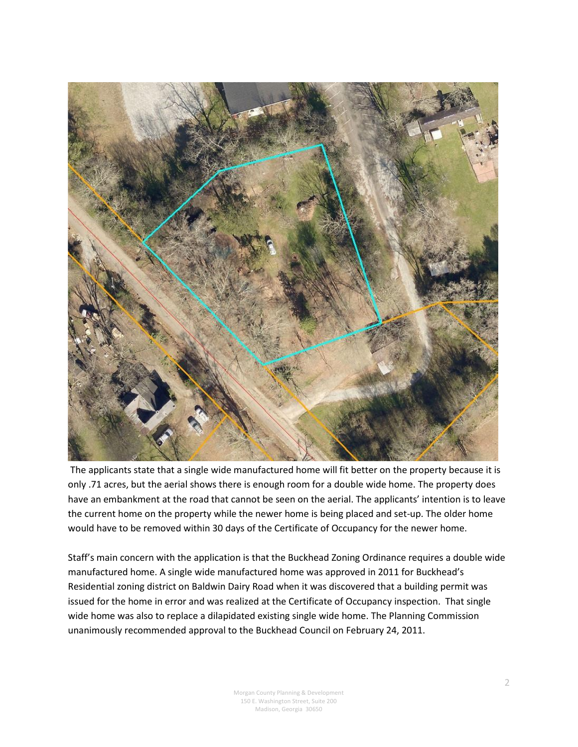The applicants state that a single wide manufactured home will fit better on the property because it is only .71 acres, but the aerial shows there is enough room for a double wide home. The property does have an embankment at the road that cannot be seen on the aerial. The applicants' intention is to leave the current home on the property while the newer home is being placed and set-up. The older home would have to be removed within 30 days of the Certificate of Occupancy for the newer home.

Staff's main concern with the application is that the Buckhead Zoning Ordinance requires a double wide manufactured home. A single wide manufactured home was approved in 2011 for Buckhead's Residential zoning district on Baldwin Dairy Road when it was discovered that a building permit was issued for the home in error and was realized at the Certificate of Occupancy inspection. That single wide home was also to replace a dilapidated existing single wide home. The Planning Commission unanimously recommended approval to the Buckhead Council on February 24, 2011.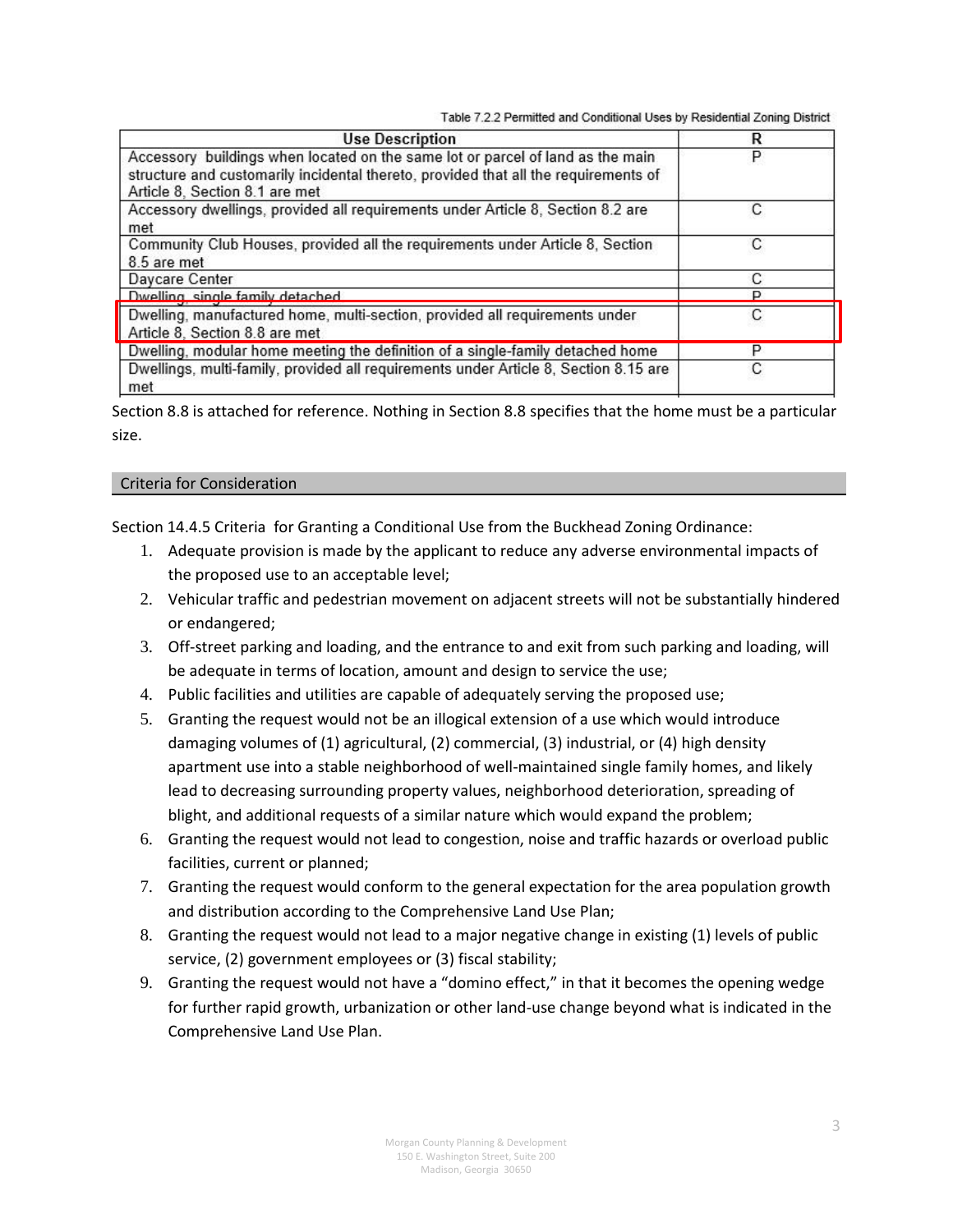Table 7.2.2 Permitted and Conditional Uses by Residential Zoning District

| Use Description | R |
|---|---|
| Accessory buildings when located on the same lot or parcel of land as the main structure and customarily incidental thereto, provided that all the requirements of Article 8, Section 8.1 are met | P |
| Accessory dwellings, provided all requirements under Article 8, Section 8.2 are met | C |
| Community Club Houses, provided all the requirements under Article 8, Section 8.5 are met | C |
| Daycare Center | C |
| Dwelling, single family detached | P |
| Dwelling, manufactured home, multi-section, provided all requirements under Article 8, Section 8.8 are met | C |
| Dwelling, modular home meeting the definition of a single-family detached home | P |
| Dwellings, multi-family, provided all requirements under Article 8, Section 8.15 are met | C |

Section 8.8 is attached for reference. Nothing in Section 8.8 specifies that the home must be a particular size.

## Criteria for Consideration

Section 14.4.5 Criteria for Granting a Conditional Use from the Buckhead Zoning Ordinance:

1. Adequate provision is made by the applicant to reduce any adverse environmental impacts of the proposed use to an acceptable level;
2. Vehicular traffic and pedestrian movement on adjacent streets will not be substantially hindered or endangered;
3. Off-street parking and loading, and the entrance to and exit from such parking and loading, will be adequate in terms of location, amount and design to service the use;
4. Public facilities and utilities are capable of adequately serving the proposed use;
5. Granting the request would not be an illogical extension of a use which would introduce damaging volumes of (1) agricultural, (2) commercial, (3) industrial, or (4) high density apartment use into a stable neighborhood of well-maintained single family homes, and likely lead to decreasing surrounding property values, neighborhood deterioration, spreading of blight, and additional requests of a similar nature which would expand the problem;
6. Granting the request would not lead to congestion, noise and traffic hazards or overload public facilities, current or planned;
7. Granting the request would conform to the general expectation for the area population growth and distribution according to the Comprehensive Land Use Plan;
8. Granting the request would not lead to a major negative change in existing (1) levels of public service, (2) government employees or (3) fiscal stability;
9. Granting the request would not have a "domino effect," in that it becomes the opening wedge for further rapid growth, urbanization or other land-use change beyond what is indicated in the Comprehensive Land Use Plan.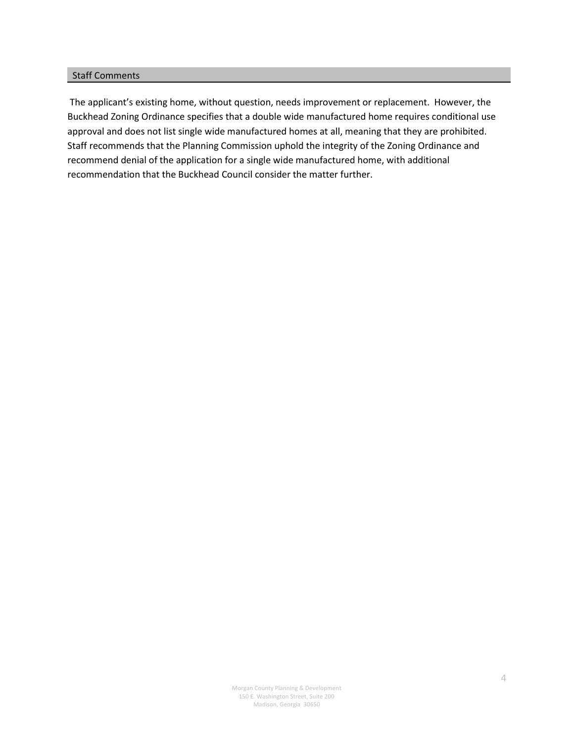## Staff Comments

The applicant's existing home, without question, needs improvement or replacement. However, the Buckhead Zoning Ordinance specifies that a double wide manufactured home requires conditional use approval and does not list single wide manufactured homes at all, meaning that they are prohibited. Staff recommends that the Planning Commission uphold the integrity of the Zoning Ordinance and recommend denial of the application for a single wide manufactured home, with additional recommendation that the Buckhead Council consider the matter further.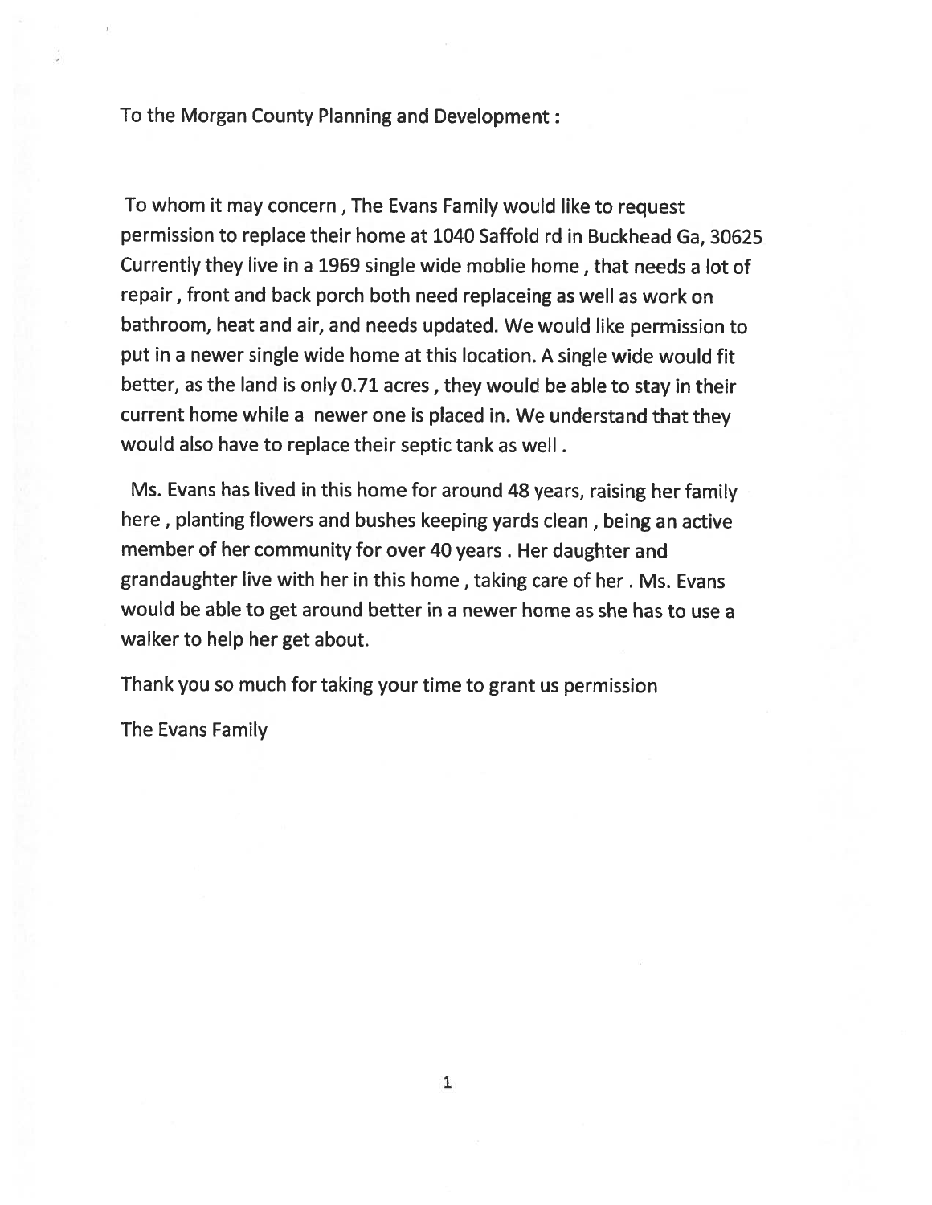To the Morgan County Planning and Development :

To whom it may concern , The Evans Family would like to request permission to replace their home at 1040 Saffold rd in Buckhead Ga, 30625 Currently they live in a 1969 single wide moblie home , that needs a lot of repair , front and back porch both need replaceing as well as work on bathroom, heat and air, and needs updated. We would like permission to put in a newer single wide home at this location. A single wide would fit better, as the land is only 0.71 acres , they would be able to stay in their current home while a newer one is placed in. We understand that they would also have to replace their septic tank as well .

Ms. Evans has lived in this home for around 48 years, raising her family here , planting flowers and bushes keeping yards clean , being an active member of her community for over 40 years . Her daughter and grandaughter live with her in this home , taking care of her . Ms. Evans would be able to get around better in a newer home as she has to use a walker to help her get about.

Thank you so much for taking your time to grant us permission

The Evans Family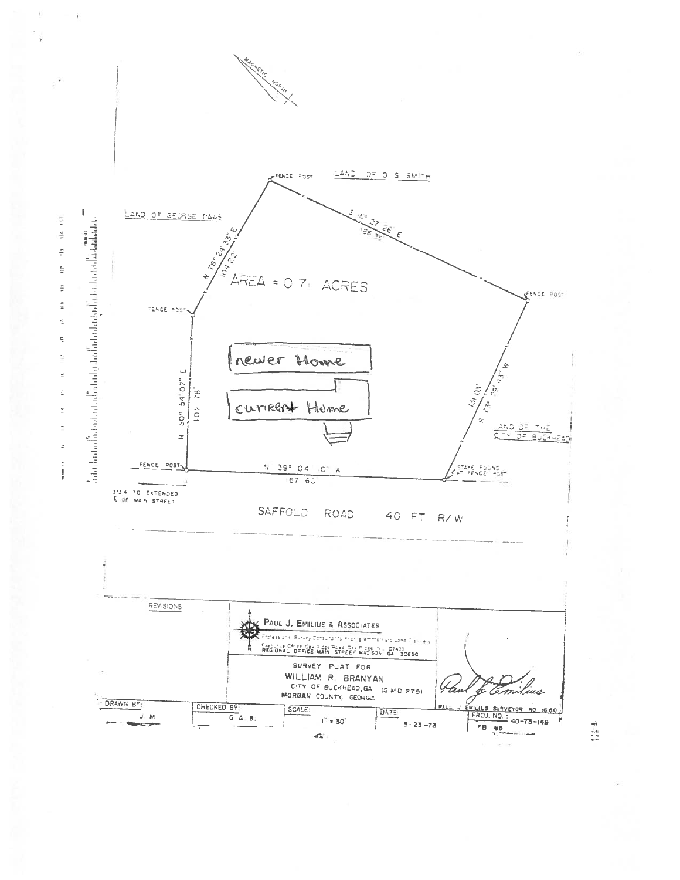MAGNETIC NORTH

LAND OF O S SMITH

LAND OF GEORGE DAWS

FENCE POST

S 65° 27' 28" E
186.35'

N 78° 24' 33" E
104.22'

AREA = 0.71 ACRES

FENCE POST

FENCE POST

newer Home

current Home

N 50° 54' 07" W
102.78'

131.03'
S 73° 29' 03" W

LAND OF THE CITY OF BUCKHEAD

FENCE POST

N 39° 04' 07" W
167.60'

STAKE FOUND AT FENCE POST

3/3 6 TO EXTENDED
℄ OF MAIN STREET

SAFFOLD ROAD 40 FT. R/W

REVISIONS

**PAUL J. EMILIUS & ASSOCIATES**

Professional Survey Consultants Photogrammetrists Land Planners
Executive Office Oak Ridge Road Oak Ridge, N. J. 07438
REGIONAL OFFICE MAIN STREET MADISON, GA. 30650

SURVEY PLAT FOR
WILLIAM R. BRANYAN
CITY OF BUCKHEAD, GA. (G M D 279)
MORGAN COUNTY, GEORGIA

Paul J. Emilius

PAUL J. EMILIUS SURVEYOR NO 1660

| DRAWN BY: | CHECKED BY: | SCALE: | DATE: | PROJ. NO.: |
|---|---|---|---|---|
| J. M. | G. A. B. | 1" = 30' | 3-23-73 | 40-73-149 |
| | | | | FB 65 |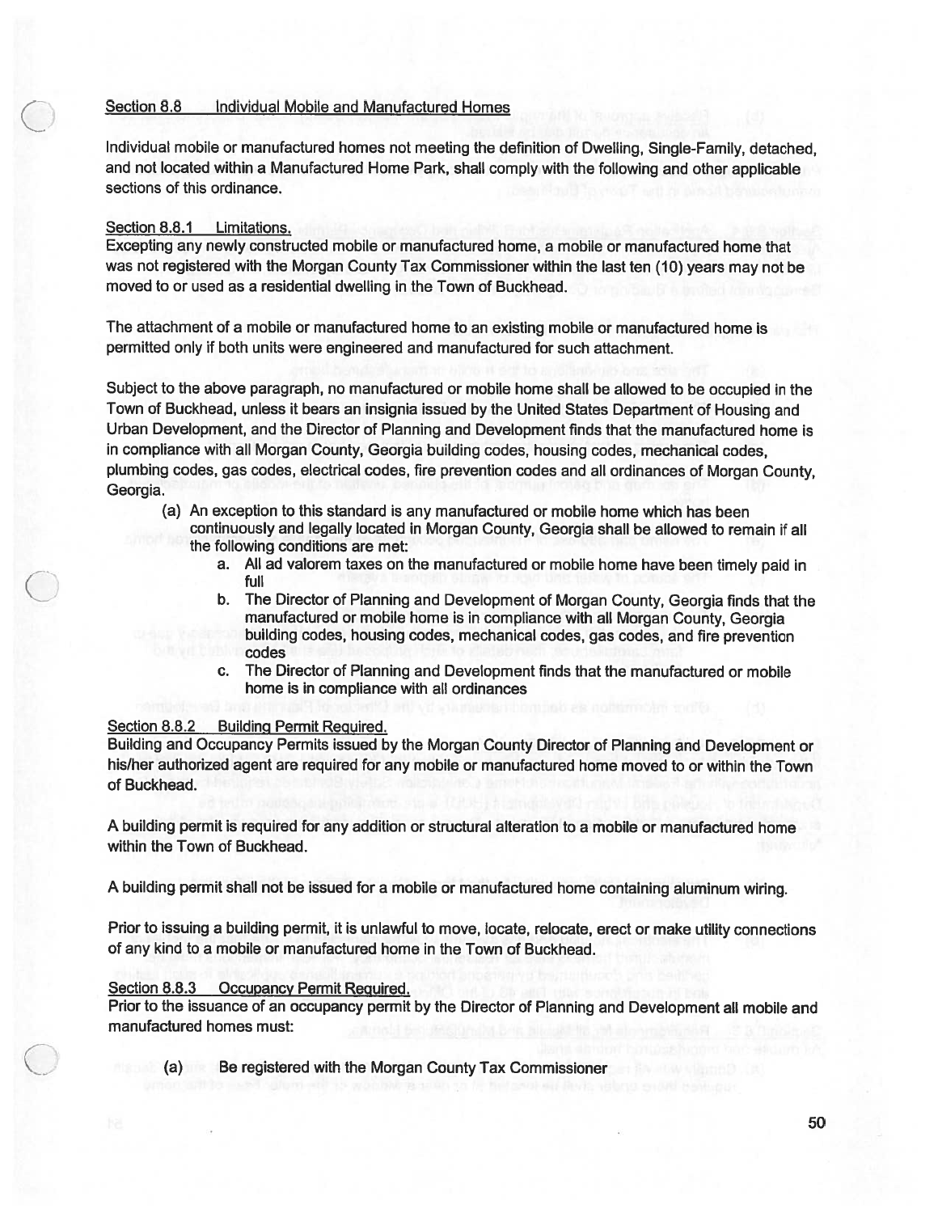## Section 8.8 Individual Mobile and Manufactured Homes

Individual mobile or manufactured homes not meeting the definition of Dwelling, Single-Family, detached, and not located within a Manufactured Home Park, shall comply with the following and other applicable sections of this ordinance.

### Section 8.8.1 Limitations.

Excepting any newly constructed mobile or manufactured home, a mobile or manufactured home that was not registered with the Morgan County Tax Commissioner within the last ten (10) years may not be moved to or used as a residential dwelling in the Town of Buckhead.

The attachment of a mobile or manufactured home to an existing mobile or manufactured home is permitted only if both units were engineered and manufactured for such attachment.

Subject to the above paragraph, no manufactured or mobile home shall be allowed to be occupied in the Town of Buckhead, unless it bears an insignia issued by the United States Department of Housing and Urban Development, and the Director of Planning and Development finds that the manufactured home is in compliance with all Morgan County, Georgia building codes, housing codes, mechanical codes, plumbing codes, gas codes, electrical codes, fire prevention codes and all ordinances of Morgan County, Georgia.

(a) An exception to this standard is any manufactured or mobile home which has been continuously and legally located in Morgan County, Georgia shall be allowed to remain if all the following conditions are met:
   a. All ad valorem taxes on the manufactured or mobile home have been timely paid in full
   b. The Director of Planning and Development of Morgan County, Georgia finds that the manufactured or mobile home is in compliance with all Morgan County, Georgia building codes, housing codes, mechanical codes, gas codes, and fire prevention codes
   c. The Director of Planning and Development finds that the manufactured or mobile home is in compliance with all ordinances

### Section 8.8.2 Building Permit Required.

Building and Occupancy Permits issued by the Morgan County Director of Planning and Development or his/her authorized agent are required for any mobile or manufactured home moved to or within the Town of Buckhead.

A building permit is required for any addition or structural alteration to a mobile or manufactured home within the Town of Buckhead.

A building permit shall not be issued for a mobile or manufactured home containing aluminum wiring.

Prior to issuing a building permit, it is unlawful to move, locate, relocate, erect or make utility connections of any kind to a mobile or manufactured home in the Town of Buckhead.

### Section 8.8.3 Occupancy Permit Required.

Prior to the issuance of an occupancy permit by the Director of Planning and Development all mobile and manufactured homes must:

(a) Be registered with the Morgan County Tax Commissioner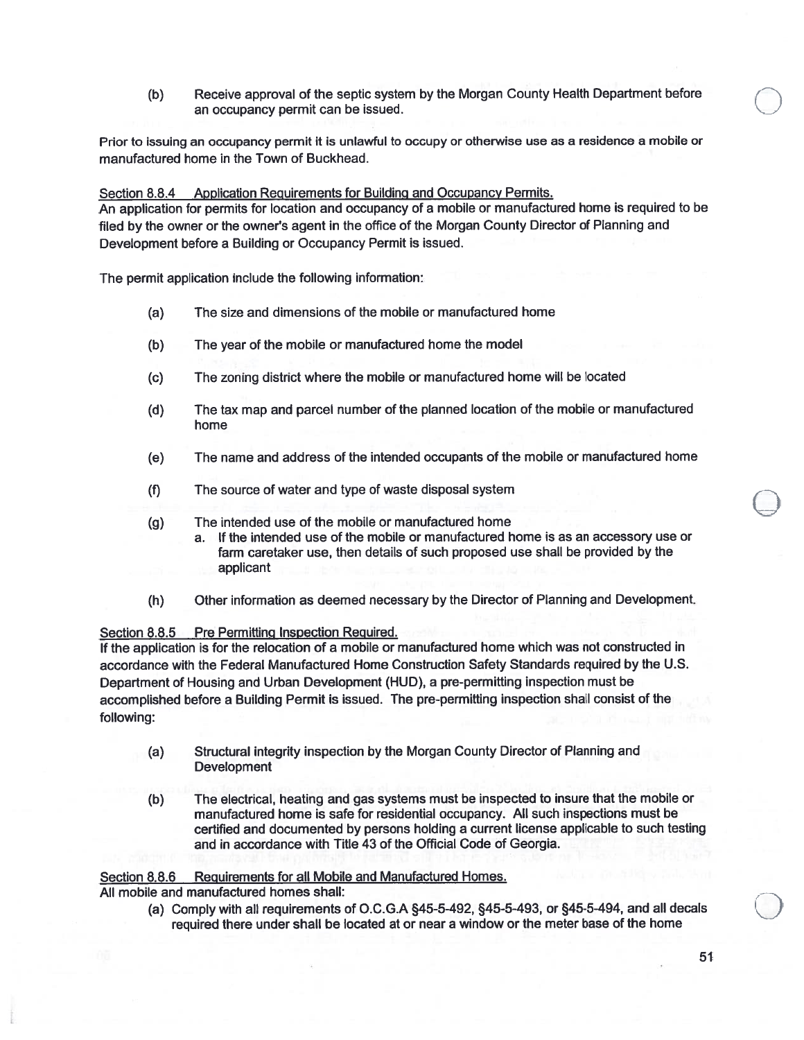(b) Receive approval of the septic system by the Morgan County Health Department before an occupancy permit can be issued.

Prior to issuing an occupancy permit it is unlawful to occupy or otherwise use as a residence a mobile or manufactured home in the Town of Buckhead.

<u>Section 8.8.4 Application Requirements for Building and Occupancy Permits.</u>

An application for permits for location and occupancy of a mobile or manufactured home is required to be filed by the owner or the owner's agent in the office of the Morgan County Director of Planning and Development before a Building or Occupancy Permit is issued.

The permit application include the following information:

(a) The size and dimensions of the mobile or manufactured home

(b) The year of the mobile or manufactured home the model

(c) The zoning district where the mobile or manufactured home will be located

(d) The tax map and parcel number of the planned location of the mobile or manufactured home

(e) The name and address of the intended occupants of the mobile or manufactured home

(f) The source of water and type of waste disposal system

(g) The intended use of the mobile or manufactured home
   a. If the intended use of the mobile or manufactured home is as an accessory use or farm caretaker use, then details of such proposed use shall be provided by the applicant

(h) Other information as deemed necessary by the Director of Planning and Development.

<u>Section 8.8.5 Pre Permitting Inspection Required.</u>

If the application is for the relocation of a mobile or manufactured home which was not constructed in accordance with the Federal Manufactured Home Construction Safety Standards required by the U.S. Department of Housing and Urban Development (HUD), a pre-permitting inspection must be accomplished before a Building Permit is issued. The pre-permitting inspection shall consist of the following:

(a) Structural integrity inspection by the Morgan County Director of Planning and Development

(b) The electrical, heating and gas systems must be inspected to insure that the mobile or manufactured home is safe for residential occupancy. All such inspections must be certified and documented by persons holding a current license applicable to such testing and in accordance with Title 43 of the Official Code of Georgia.

<u>Section 8.8.6 Requirements for all Mobile and Manufactured Homes.</u>

All mobile and manufactured homes shall:

(a) Comply with all requirements of O.C.G.A §45-5-492, §45-5-493, or §45-5-494, and all decals required there under shall be located at or near a window or the meter base of the home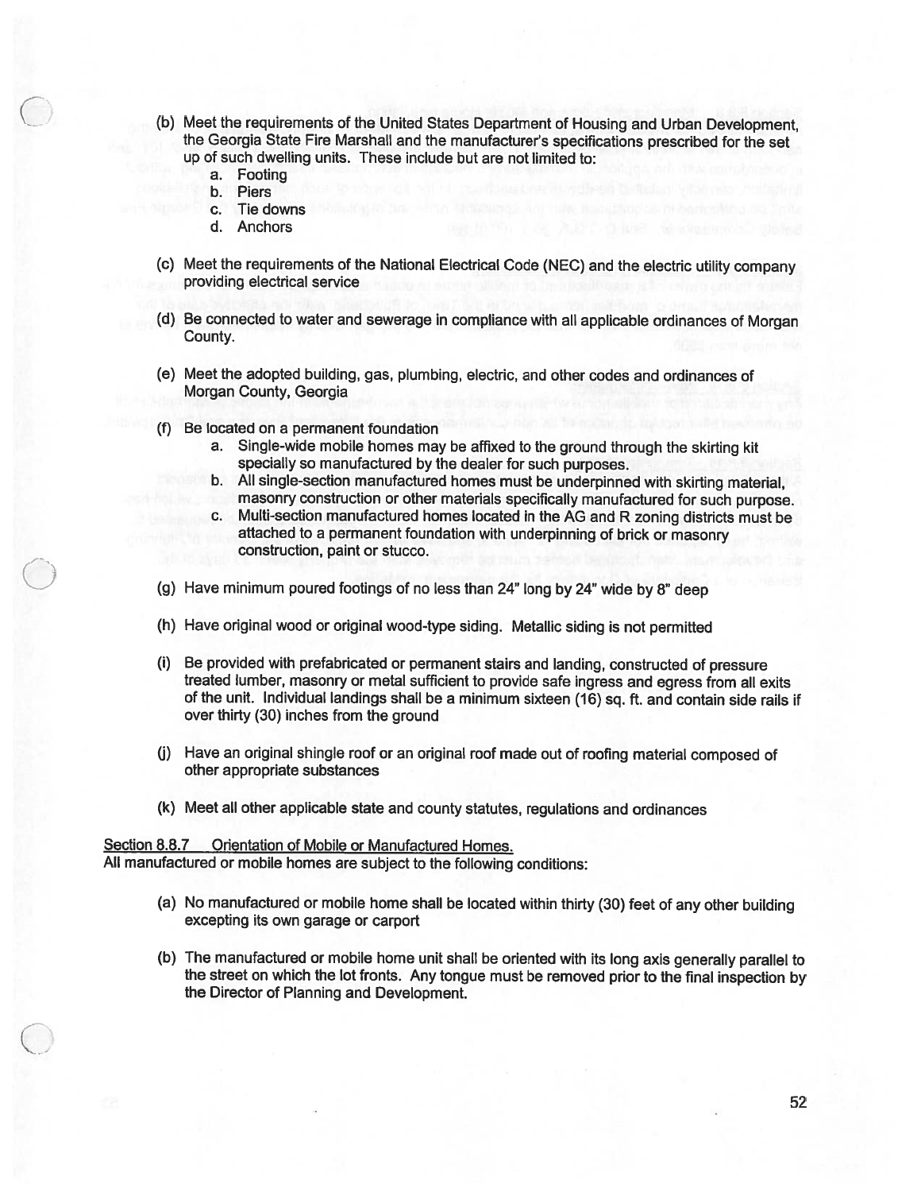(b) Meet the requirements of the United States Department of Housing and Urban Development, the Georgia State Fire Marshall and the manufacturer's specifications prescribed for the set up of such dwelling units. These include but are not limited to:
   a. Footing
   b. Piers
   c. Tie downs
   d. Anchors

(c) Meet the requirements of the National Electrical Code (NEC) and the electric utility company providing electrical service

(d) Be connected to water and sewerage in compliance with all applicable ordinances of Morgan County.

(e) Meet the adopted building, gas, plumbing, electric, and other codes and ordinances of Morgan County, Georgia

(f) Be located on a permanent foundation
   a. Single-wide mobile homes may be affixed to the ground through the skirting kit specially so manufactured by the dealer for such purposes.
   b. All single-section manufactured homes must be underpinned with skirting material, masonry construction or other materials specifically manufactured for such purpose.
   c. Multi-section manufactured homes located in the AG and R zoning districts must be attached to a permanent foundation with underpinning of brick or masonry construction, paint or stucco.

(g) Have minimum poured footings of no less than 24" long by 24" wide by 8" deep

(h) Have original wood or original wood-type siding. Metallic siding is not permitted

(i) Be provided with prefabricated or permanent stairs and landing, constructed of pressure treated lumber, masonry or metal sufficient to provide safe ingress and egress from all exits of the unit. Individual landings shall be a minimum sixteen (16) sq. ft. and contain side rails if over thirty (30) inches from the ground

(j) Have an original shingle roof or an original roof made out of roofing material composed of other appropriate substances

(k) Meet all other applicable state and county statutes, regulations and ordinances

Section 8.8.7 Orientation of Mobile or Manufactured Homes.

All manufactured or mobile homes are subject to the following conditions:

(a) No manufactured or mobile home shall be located within thirty (30) feet of any other building excepting its own garage or carport

(b) The manufactured or mobile home unit shall be oriented with its long axis generally parallel to the street on which the lot fronts. Any tongue must be removed prior to the final inspection by the Director of Planning and Development.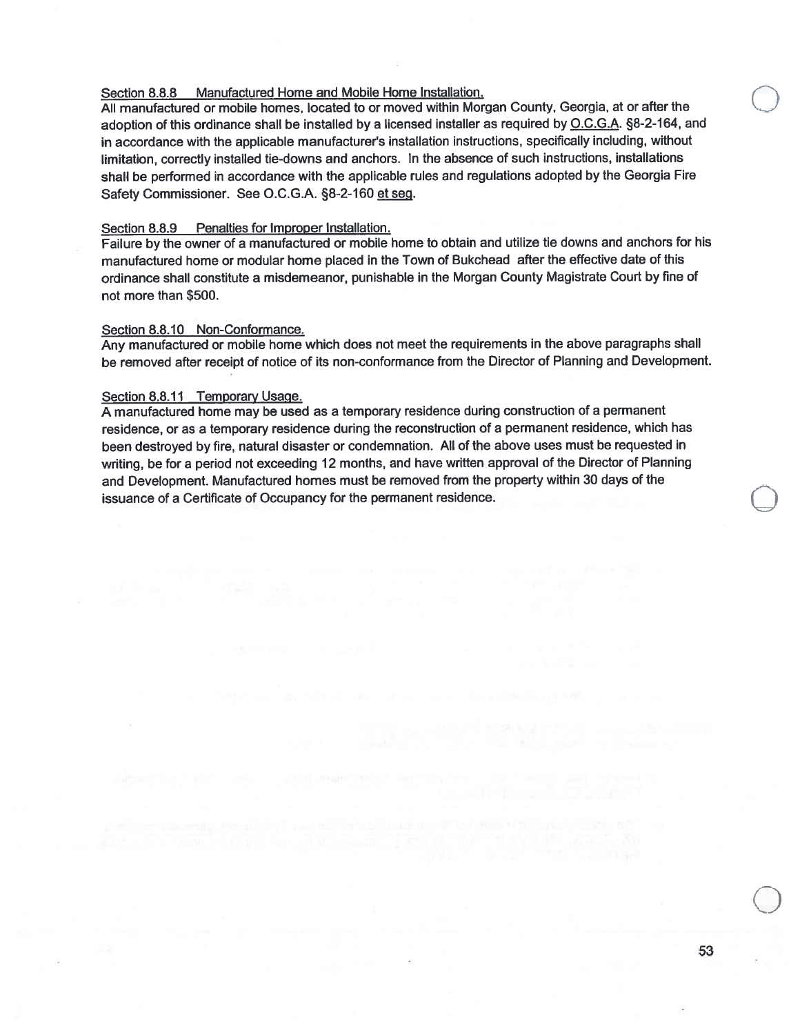Section 8.8.8 Manufactured Home and Mobile Home Installation.

All manufactured or mobile homes, located to or moved within Morgan County, Georgia, at or after the adoption of this ordinance shall be installed by a licensed installer as required by O.C.G.A. §8-2-164, and in accordance with the applicable manufacturer's installation instructions, specifically including, without limitation, correctly installed tie-downs and anchors. In the absence of such instructions, installations shall be performed in accordance with the applicable rules and regulations adopted by the Georgia Fire Safety Commissioner. See O.C.G.A. §8-2-160 et seq.

Section 8.8.9 Penalties for Improper Installation.

Failure by the owner of a manufactured or mobile home to obtain and utilize tie downs and anchors for his manufactured home or modular home placed in the Town of Bukchead after the effective date of this ordinance shall constitute a misdemeanor, punishable in the Morgan County Magistrate Court by fine of not more than $500.

Section 8.8.10 Non-Conformance.

Any manufactured or mobile home which does not meet the requirements in the above paragraphs shall be removed after receipt of notice of its non-conformance from the Director of Planning and Development.

Section 8.8.11 Temporary Usage.

A manufactured home may be used as a temporary residence during construction of a permanent residence, or as a temporary residence during the reconstruction of a permanent residence, which has been destroyed by fire, natural disaster or condemnation. All of the above uses must be requested in writing, be for a period not exceeding 12 months, and have written approval of the Director of Planning and Development. Manufactured homes must be removed from the property within 30 days of the issuance of a Certificate of Occupancy for the permanent residence.